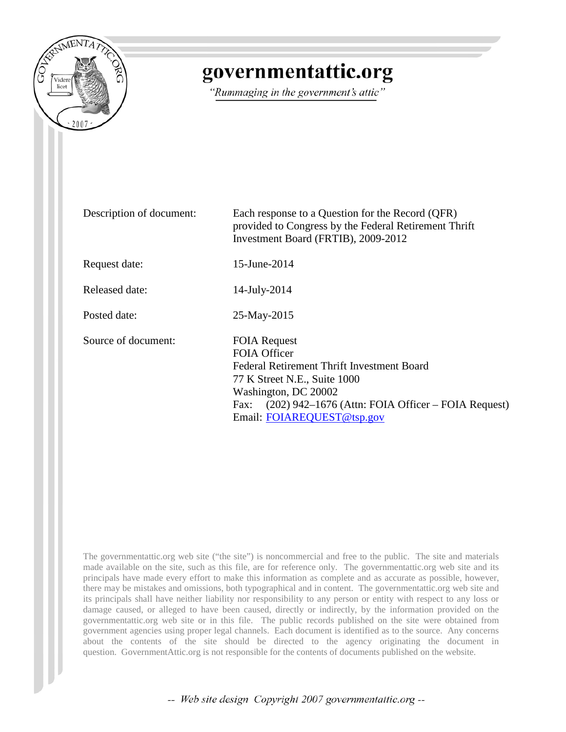# governmentattic.org

*"Rummaging in the government's attic"*

| | |
|---|---|
| Description of document: | Each response to a Question for the Record (QFR) provided to Congress by the Federal Retirement Thrift Investment Board (FRTIB), 2009-2012 |
| Request date: | 15-June-2014 |
| Released date: | 14-July-2014 |
| Posted date: | 25-May-2015 |
| Source of document: | FOIA Request<br>FOIA Officer<br>Federal Retirement Thrift Investment Board<br>77 K Street N.E., Suite 1000<br>Washington, DC 20002<br>Fax: (202) 942–1676 (Attn: FOIA Officer – FOIA Request)<br>Email: [FOIAREQUEST@tsp.gov](mailto:FOIAREQUEST@tsp.gov) |

The governmentattic.org web site ("the site") is noncommercial and free to the public. The site and materials made available on the site, such as this file, are for reference only. The governmentattic.org web site and its principals have made every effort to make this information as complete and as accurate as possible, however, there may be mistakes and omissions, both typographical and in content. The governmentattic.org web site and its principals shall have neither liability nor responsibility to any person or entity with respect to any loss or damage caused, or alleged to have been caused, directly or indirectly, by the information provided on the governmentattic.org web site or in this file. The public records published on the site were obtained from government agencies using proper legal channels. Each document is identified as to the source. Any concerns about the contents of the site should be directed to the agency originating the document in question. GovernmentAttic.org is not responsible for the contents of documents published on the website.

*-- Web site design Copyright 2007 governmentattic.org --*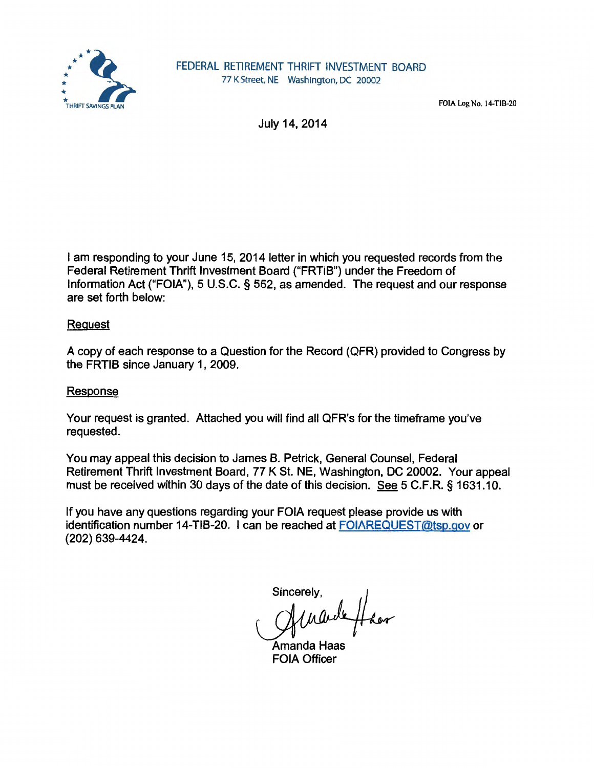FEDERAL RETIREMENT THRIFT INVESTMENT BOARD
77 K Street, NE Washington, DC 20002

THRIFT SAVINGS PLAN

FOIA Log No. 14-TIB-20

July 14, 2014

I am responding to your June 15, 2014 letter in which you requested records from the Federal Retirement Thrift Investment Board ("FRTIB") under the Freedom of Information Act ("FOIA"), 5 U.S.C. § 552, as amended. The request and our response are set forth below:

Request

A copy of each response to a Question for the Record (QFR) provided to Congress by the FRTIB since January 1, 2009.

Response

Your request is granted. Attached you will find all QFR's for the timeframe you've requested.

You may appeal this decision to James B. Petrick, General Counsel, Federal Retirement Thrift Investment Board, 77 K St. NE, Washington, DC 20002. Your appeal must be received within 30 days of the date of this decision. See 5 C.F.R. § 1631.10.

If you have any questions regarding your FOIA request please provide us with identification number 14-TIB-20. I can be reached at FOIAREQUEST@tsp.gov or (202) 639-4424.

Sincerely,

Amanda Haas
FOIA Officer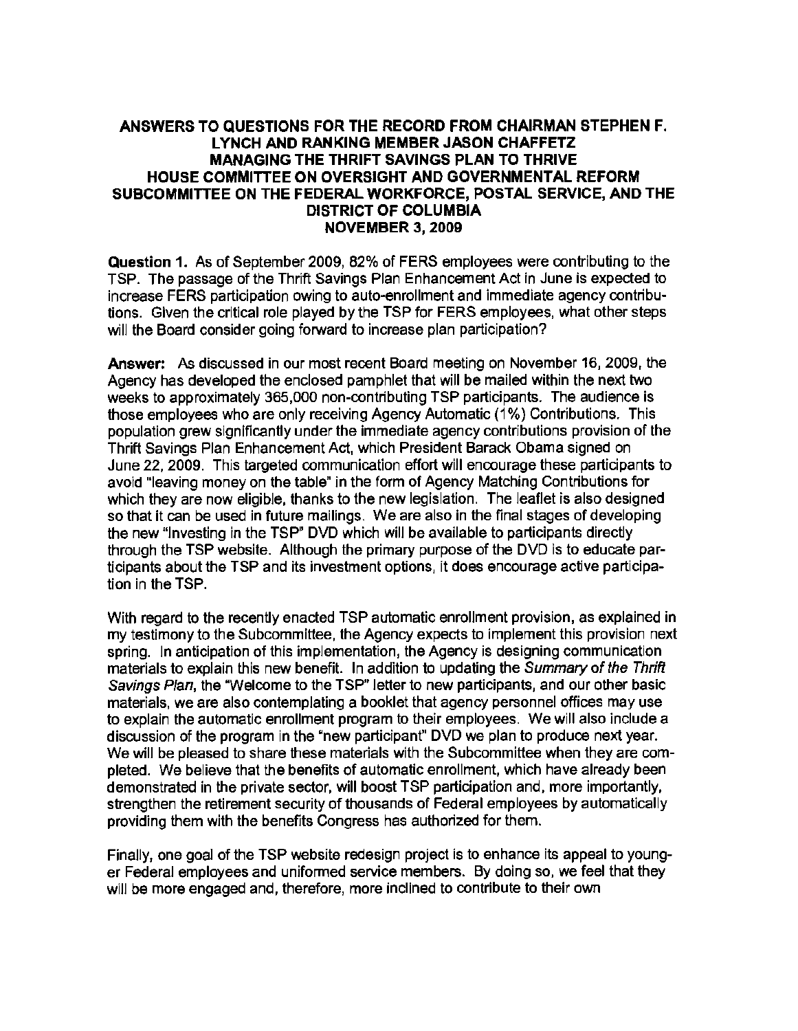**ANSWERS TO QUESTIONS FOR THE RECORD FROM CHAIRMAN STEPHEN F. LYNCH AND RANKING MEMBER JASON CHAFFETZ MANAGING THE THRIFT SAVINGS PLAN TO THRIVE HOUSE COMMITTEE ON OVERSIGHT AND GOVERNMENTAL REFORM SUBCOMMITTEE ON THE FEDERAL WORKFORCE, POSTAL SERVICE, AND THE DISTRICT OF COLUMBIA NOVEMBER 3, 2009**

**Question 1.** As of September 2009, 82% of FERS employees were contributing to the TSP. The passage of the Thrift Savings Plan Enhancement Act in June is expected to increase FERS participation owing to auto-enrollment and immediate agency contributions. Given the critical role played by the TSP for FERS employees, what other steps will the Board consider going forward to increase plan participation?

**Answer:** As discussed in our most recent Board meeting on November 16, 2009, the Agency has developed the enclosed pamphlet that will be mailed within the next two weeks to approximately 365,000 non-contributing TSP participants. The audience is those employees who are only receiving Agency Automatic (1%) Contributions. This population grew significantly under the immediate agency contributions provision of the Thrift Savings Plan Enhancement Act, which President Barack Obama signed on June 22, 2009. This targeted communication effort will encourage these participants to avoid "leaving money on the table" in the form of Agency Matching Contributions for which they are now eligible, thanks to the new legislation. The leaflet is also designed so that it can be used in future mailings. We are also in the final stages of developing the new "Investing in the TSP" DVD which will be available to participants directly through the TSP website. Although the primary purpose of the DVD is to educate participants about the TSP and its investment options, it does encourage active participation in the TSP.

With regard to the recently enacted TSP automatic enrollment provision, as explained in my testimony to the Subcommittee, the Agency expects to implement this provision next spring. In anticipation of this implementation, the Agency is designing communication materials to explain this new benefit. In addition to updating the *Summary of the Thrift Savings Plan*, the "Welcome to the TSP" letter to new participants, and our other basic materials, we are also contemplating a booklet that agency personnel offices may use to explain the automatic enrollment program to their employees. We will also include a discussion of the program in the "new participant" DVD we plan to produce next year. We will be pleased to share these materials with the Subcommittee when they are completed. We believe that the benefits of automatic enrollment, which have already been demonstrated in the private sector, will boost TSP participation and, more importantly, strengthen the retirement security of thousands of Federal employees by automatically providing them with the benefits Congress has authorized for them.

Finally, one goal of the TSP website redesign project is to enhance its appeal to younger Federal employees and uniformed service members. By doing so, we feel that they will be more engaged and, therefore, more inclined to contribute to their own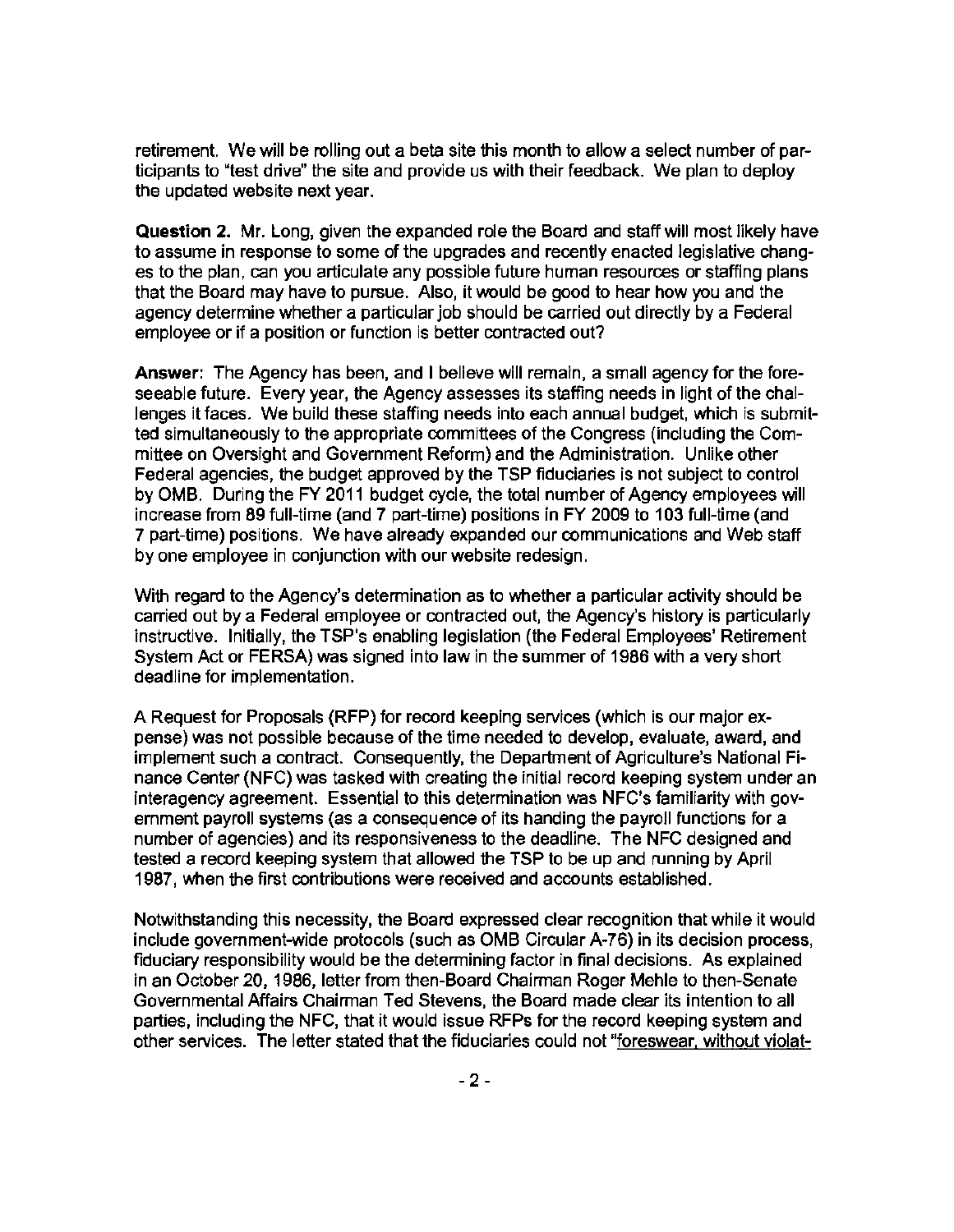retirement. We will be rolling out a beta site this month to allow a select number of participants to "test drive" the site and provide us with their feedback. We plan to deploy the updated website next year.

**Question 2.** Mr. Long, given the expanded role the Board and staff will most likely have to assume in response to some of the upgrades and recently enacted legislative changes to the plan, can you articulate any possible future human resources or staffing plans that the Board may have to pursue. Also, it would be good to hear how you and the agency determine whether a particular job should be carried out directly by a Federal employee or if a position or function is better contracted out?

**Answer**: The Agency has been, and I believe will remain, a small agency for the foreseeable future. Every year, the Agency assesses its staffing needs in light of the challenges it faces. We build these staffing needs into each annual budget, which is submitted simultaneously to the appropriate committees of the Congress (including the Committee on Oversight and Government Reform) and the Administration. Unlike other Federal agencies, the budget approved by the TSP fiduciaries is not subject to control by OMB. During the FY 2011 budget cycle, the total number of Agency employees will increase from 89 full-time (and 7 part-time) positions in FY 2009 to 103 full-time (and 7 part-time) positions. We have already expanded our communications and Web staff by one employee in conjunction with our website redesign.

With regard to the Agency's determination as to whether a particular activity should be carried out by a Federal employee or contracted out, the Agency's history is particularly instructive. Initially, the TSP's enabling legislation (the Federal Employees' Retirement System Act or FERSA) was signed into law in the summer of 1986 with a very short deadline for implementation.

A Request for Proposals (RFP) for record keeping services (which is our major expense) was not possible because of the time needed to develop, evaluate, award, and implement such a contract. Consequently, the Department of Agriculture's National Finance Center (NFC) was tasked with creating the initial record keeping system under an interagency agreement. Essential to this determination was NFC's familiarity with government payroll systems (as a consequence of its handing the payroll functions for a number of agencies) and its responsiveness to the deadline. The NFC designed and tested a record keeping system that allowed the TSP to be up and running by April 1987, when the first contributions were received and accounts established.

Notwithstanding this necessity, the Board expressed clear recognition that while it would include government-wide protocols (such as OMB Circular A-76) in its decision process, fiduciary responsibility would be the determining factor in final decisions. As explained in an October 20, 1986, letter from then-Board Chairman Roger Mehle to then-Senate Governmental Affairs Chairman Ted Stevens, the Board made clear its intention to all parties, including the NFC, that it would issue RFPs for the record keeping system and other services. The letter stated that the fiduciaries could not "foreswear, without violat-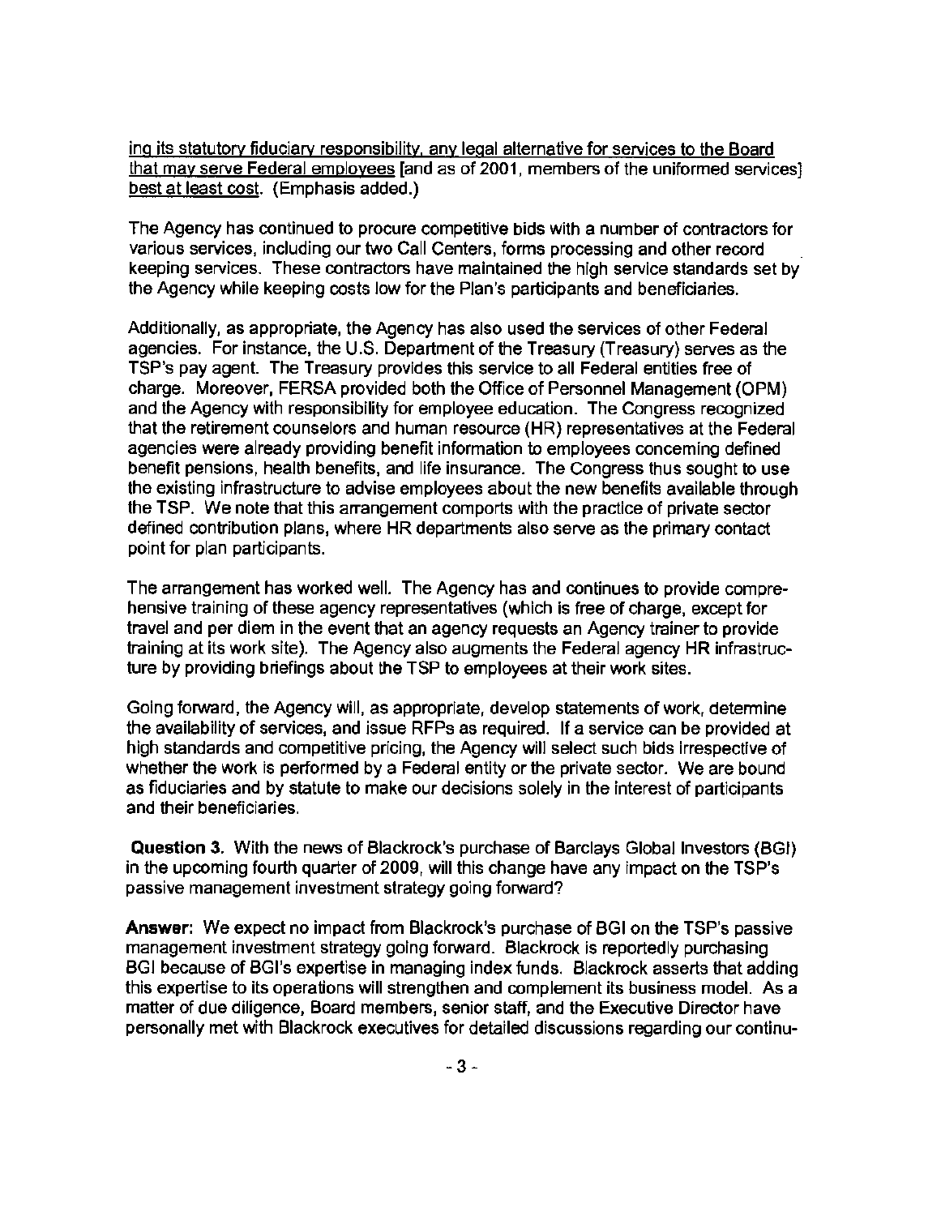ing its statutory fiduciary responsibility, any legal alternative for services to the Board that may serve Federal employees [and as of 2001, members of the uniformed services] best at least cost. (Emphasis added.)

The Agency has continued to procure competitive bids with a number of contractors for various services, including our two Call Centers, forms processing and other record keeping services. These contractors have maintained the high service standards set by the Agency while keeping costs low for the Plan's participants and beneficiaries.

Additionally, as appropriate, the Agency has also used the services of other Federal agencies. For instance, the U.S. Department of the Treasury (Treasury) serves as the TSP's pay agent. The Treasury provides this service to all Federal entities free of charge. Moreover, FERSA provided both the Office of Personnel Management (OPM) and the Agency with responsibility for employee education. The Congress recognized that the retirement counselors and human resource (HR) representatives at the Federal agencies were already providing benefit information to employees concerning defined benefit pensions, health benefits, and life insurance. The Congress thus sought to use the existing infrastructure to advise employees about the new benefits available through the TSP. We note that this arrangement comports with the practice of private sector defined contribution plans, where HR departments also serve as the primary contact point for plan participants.

The arrangement has worked well. The Agency has and continues to provide comprehensive training of these agency representatives (which is free of charge, except for travel and per diem in the event that an agency requests an Agency trainer to provide training at its work site). The Agency also augments the Federal agency HR infrastructure by providing briefings about the TSP to employees at their work sites.

Going forward, the Agency will, as appropriate, develop statements of work, determine the availability of services, and issue RFPs as required. If a service can be provided at high standards and competitive pricing, the Agency will select such bids irrespective of whether the work is performed by a Federal entity or the private sector. We are bound as fiduciaries and by statute to make our decisions solely in the interest of participants and their beneficiaries.

**Question 3.** With the news of Blackrock's purchase of Barclays Global Investors (BGI) in the upcoming fourth quarter of 2009, will this change have any impact on the TSP's passive management investment strategy going forward?

**Answer:** We expect no impact from Blackrock's purchase of BGI on the TSP's passive management investment strategy going forward. Blackrock is reportedly purchasing BGI because of BGI's expertise in managing index funds. Blackrock asserts that adding this expertise to its operations will strengthen and complement its business model. As a matter of due diligence, Board members, senior staff, and the Executive Director have personally met with Blackrock executives for detailed discussions regarding our continu-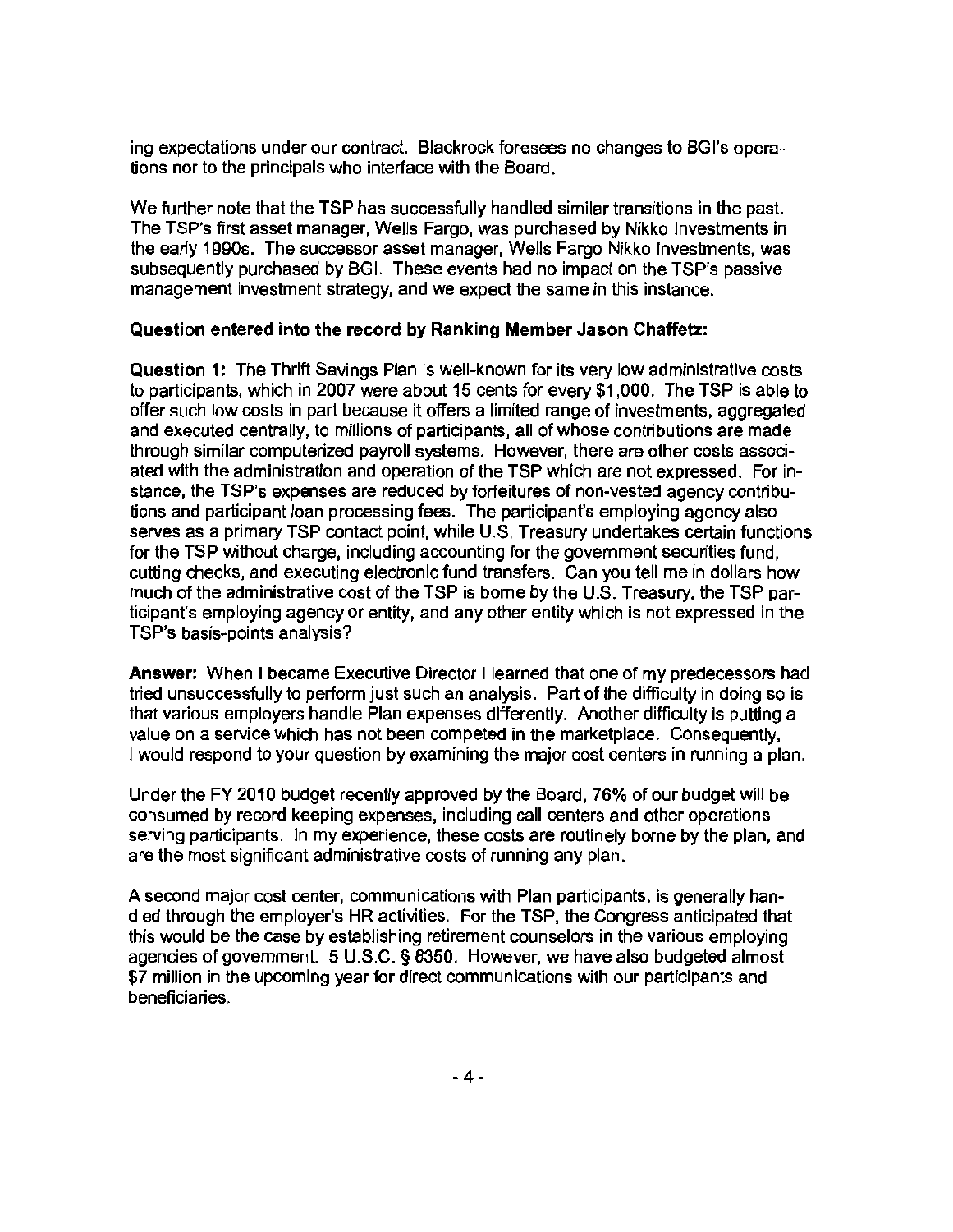ing expectations under our contract. Blackrock foresees no changes to BGI's operations nor to the principals who interface with the Board.

We further note that the TSP has successfully handled similar transitions in the past. The TSP's first asset manager, Wells Fargo, was purchased by Nikko Investments in the early 1990s. The successor asset manager, Wells Fargo Nikko Investments, was subsequently purchased by BGI. These events had no impact on the TSP's passive management investment strategy, and we expect the same in this instance.

**Question entered into the record by Ranking Member Jason Chaffetz:**

**Question 1:** The Thrift Savings Plan is well-known for its very low administrative costs to participants, which in 2007 were about 15 cents for every $1,000. The TSP is able to offer such low costs in part because it offers a limited range of investments, aggregated and executed centrally, to millions of participants, all of whose contributions are made through similar computerized payroll systems. However, there are other costs associated with the administration and operation of the TSP which are not expressed. For instance, the TSP's expenses are reduced by forfeitures of non-vested agency contributions and participant loan processing fees. The participant's employing agency also serves as a primary TSP contact point, while U.S. Treasury undertakes certain functions for the TSP without charge, including accounting for the government securities fund, cutting checks, and executing electronic fund transfers. Can you tell me in dollars how much of the administrative cost of the TSP is borne by the U.S. Treasury, the TSP participant's employing agency or entity, and any other entity which is not expressed in the TSP's basis-points analysis?

**Answer:** When I became Executive Director I learned that one of my predecessors had tried unsuccessfully to perform just such an analysis. Part of the difficulty in doing so is that various employers handle Plan expenses differently. Another difficulty is putting a value on a service which has not been competed in the marketplace. Consequently, I would respond to your question by examining the major cost centers in running a plan.

Under the FY 2010 budget recently approved by the Board, 76% of our budget will be consumed by record keeping expenses, including call centers and other operations serving participants. In my experience, these costs are routinely borne by the plan, and are the most significant administrative costs of running any plan.

A second major cost center, communications with Plan participants, is generally handled through the employer's HR activities. For the TSP, the Congress anticipated that this would be the case by establishing retirement counselors in the various employing agencies of government. 5 U.S.C. § 8350. However, we have also budgeted almost $7 million in the upcoming year for direct communications with our participants and beneficiaries.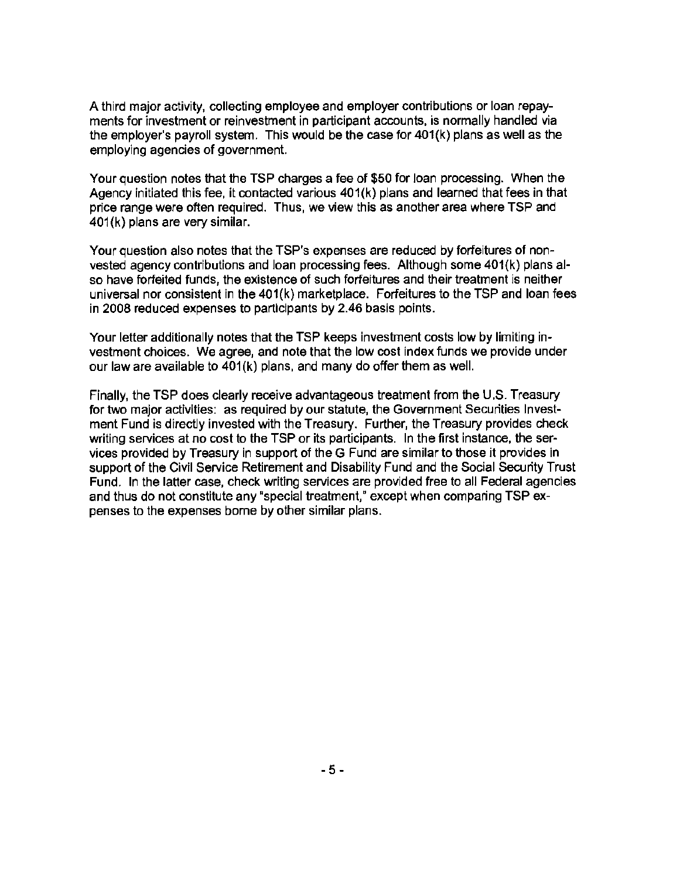A third major activity, collecting employee and employer contributions or loan repayments for investment or reinvestment in participant accounts, is normally handled via the employer's payroll system. This would be the case for 401(k) plans as well as the employing agencies of government.

Your question notes that the TSP charges a fee of $50 for loan processing. When the Agency initiated this fee, it contacted various 401(k) plans and learned that fees in that price range were often required. Thus, we view this as another area where TSP and 401(k) plans are very similar.

Your question also notes that the TSP's expenses are reduced by forfeitures of non-vested agency contributions and loan processing fees. Although some 401(k) plans also have forfeited funds, the existence of such forfeitures and their treatment is neither universal nor consistent in the 401(k) marketplace. Forfeitures to the TSP and loan fees in 2008 reduced expenses to participants by 2.46 basis points.

Your letter additionally notes that the TSP keeps investment costs low by limiting investment choices. We agree, and note that the low cost index funds we provide under our law are available to 401(k) plans, and many do offer them as well.

Finally, the TSP does clearly receive advantageous treatment from the U.S. Treasury for two major activities: as required by our statute, the Government Securities Investment Fund is directly invested with the Treasury. Further, the Treasury provides check writing services at no cost to the TSP or its participants. In the first instance, the services provided by Treasury in support of the G Fund are similar to those it provides in support of the Civil Service Retirement and Disability Fund and the Social Security Trust Fund. In the latter case, check writing services are provided free to all Federal agencies and thus do not constitute any "special treatment," except when comparing TSP expenses to the expenses borne by other similar plans.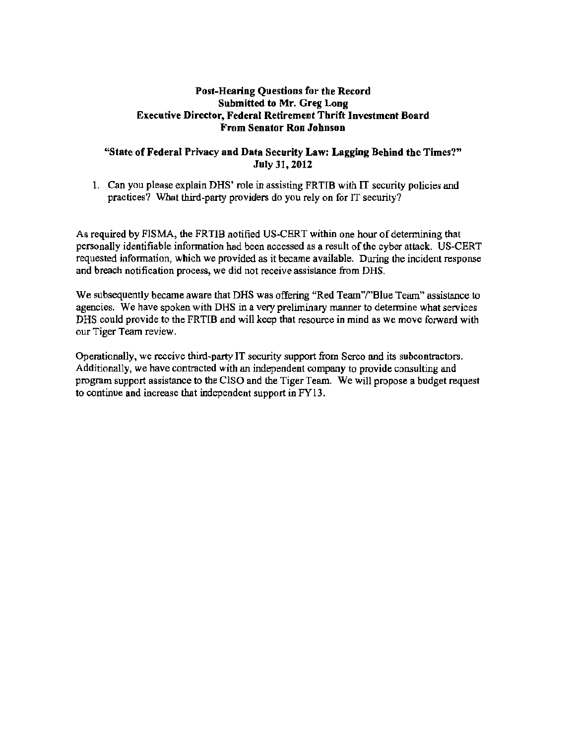**Post-Hearing Questions for the Record**
**Submitted to Mr. Greg Long**
**Executive Director, Federal Retirement Thrift Investment Board**
**From Senator Ron Johnson**

**"State of Federal Privacy and Data Security Law: Lagging Behind the Times?"**
**July 31, 2012**

1. Can you please explain DHS' role in assisting FRTIB with IT security policies and practices? What third-party providers do you rely on for IT security?

As required by FISMA, the FRTIB notified US-CERT within one hour of determining that personally identifiable information had been accessed as a result of the cyber attack. US-CERT requested information, which we provided as it became available. During the incident response and breach notification process, we did not receive assistance from DHS.

We subsequently became aware that DHS was offering "Red Team"/"Blue Team" assistance to agencies. We have spoken with DHS in a very preliminary manner to determine what services DHS could provide to the FRTIB and will keep that resource in mind as we move forward with our Tiger Team review.

Operationally, we receive third-party IT security support from Serco and its subcontractors. Additionally, we have contracted with an independent company to provide consulting and program support assistance to the CISO and the Tiger Team. We will propose a budget request to continue and increase that independent support in FY13.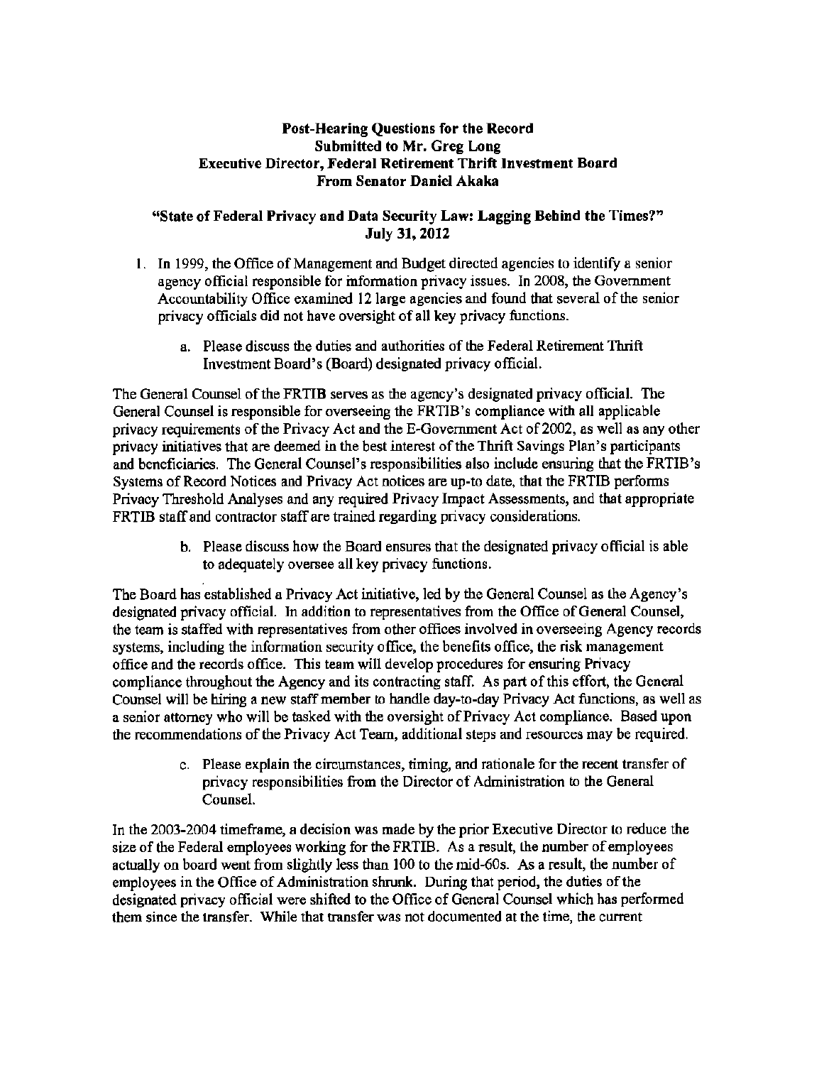**Post-Hearing Questions for the Record**
**Submitted to Mr. Greg Long**
**Executive Director, Federal Retirement Thrift Investment Board**
**From Senator Daniel Akaka**

**"State of Federal Privacy and Data Security Law: Lagging Behind the Times?"**
**July 31, 2012**

1. In 1999, the Office of Management and Budget directed agencies to identify a senior agency official responsible for information privacy issues. In 2008, the Government Accountability Office examined 12 large agencies and found that several of the senior privacy officials did not have oversight of all key privacy functions.

   a. Please discuss the duties and authorities of the Federal Retirement Thrift Investment Board's (Board) designated privacy official.

The General Counsel of the FRTIB serves as the agency's designated privacy official. The General Counsel is responsible for overseeing the FRTIB's compliance with all applicable privacy requirements of the Privacy Act and the E-Government Act of 2002, as well as any other privacy initiatives that are deemed in the best interest of the Thrift Savings Plan's participants and beneficiaries. The General Counsel's responsibilities also include ensuring that the FRTIB's Systems of Record Notices and Privacy Act notices are up-to date, that the FRTIB performs Privacy Threshold Analyses and any required Privacy Impact Assessments, and that appropriate FRTIB staff and contractor staff are trained regarding privacy considerations.

   b. Please discuss how the Board ensures that the designated privacy official is able to adequately oversee all key privacy functions.

The Board has established a Privacy Act initiative, led by the General Counsel as the Agency's designated privacy official. In addition to representatives from the Office of General Counsel, the team is staffed with representatives from other offices involved in overseeing Agency records systems, including the information security office, the benefits office, the risk management office and the records office. This team will develop procedures for ensuring Privacy compliance throughout the Agency and its contracting staff. As part of this effort, the General Counsel will be hiring a new staff member to handle day-to-day Privacy Act functions, as well as a senior attorney who will be tasked with the oversight of Privacy Act compliance. Based upon the recommendations of the Privacy Act Team, additional steps and resources may be required.

   c. Please explain the circumstances, timing, and rationale for the recent transfer of privacy responsibilities from the Director of Administration to the General Counsel.

In the 2003-2004 timeframe, a decision was made by the prior Executive Director to reduce the size of the Federal employees working for the FRTIB. As a result, the number of employees actually on board went from slightly less than 100 to the mid-60s. As a result, the number of employees in the Office of Administration shrunk. During that period, the duties of the designated privacy official were shifted to the Office of General Counsel which has performed them since the transfer. While that transfer was not documented at the time, the current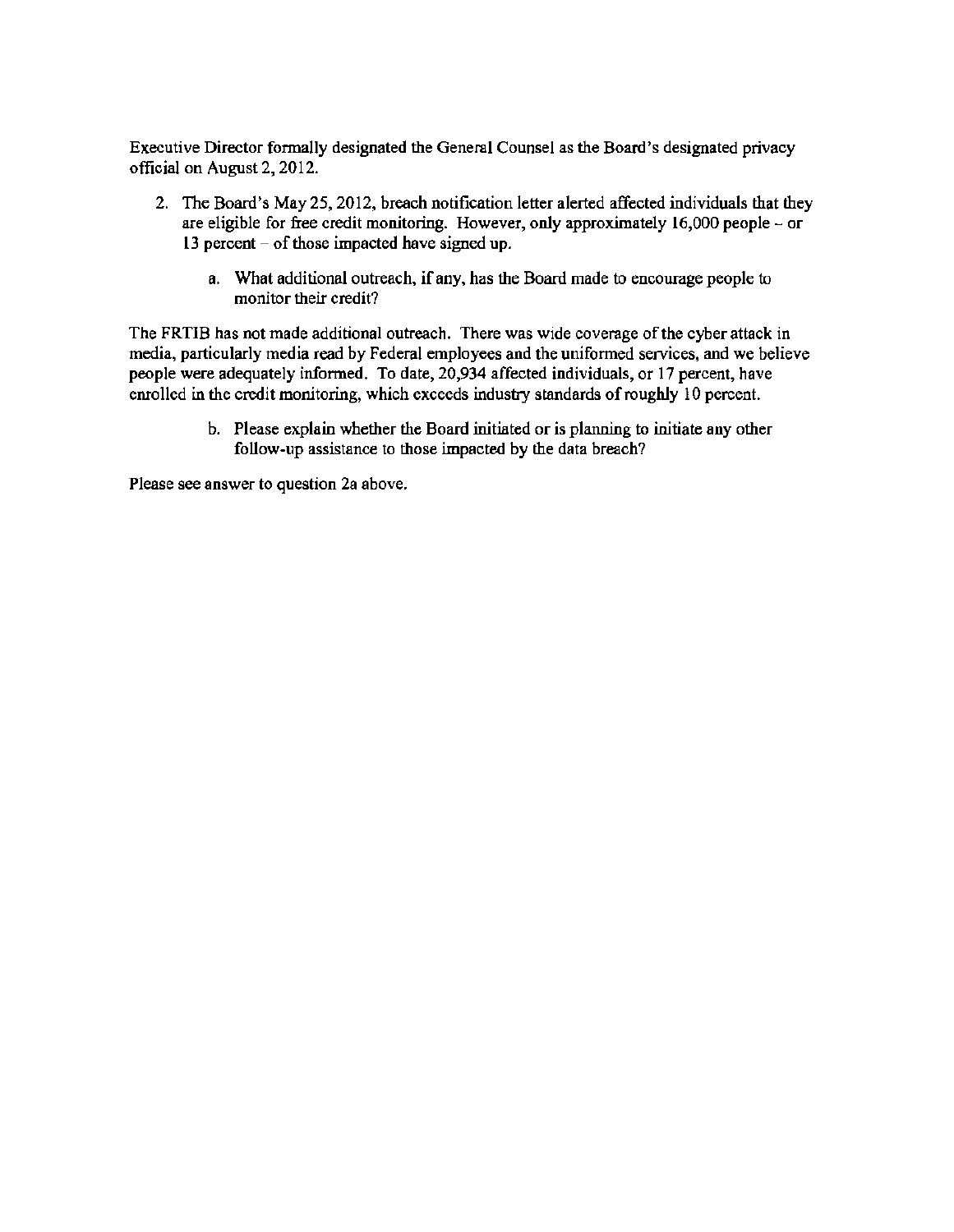Executive Director formally designated the General Counsel as the Board's designated privacy official on August 2, 2012.

2. The Board's May 25, 2012, breach notification letter alerted affected individuals that they are eligible for free credit monitoring. However, only approximately 16,000 people – or 13 percent – of those impacted have signed up.

   a. What additional outreach, if any, has the Board made to encourage people to monitor their credit?

The FRTIB has not made additional outreach. There was wide coverage of the cyber attack in media, particularly media read by Federal employees and the uniformed services, and we believe people were adequately informed. To date, 20,934 affected individuals, or 17 percent, have enrolled in the credit monitoring, which exceeds industry standards of roughly 10 percent.

   b. Please explain whether the Board initiated or is planning to initiate any other follow-up assistance to those impacted by the data breach?

Please see answer to question 2a above.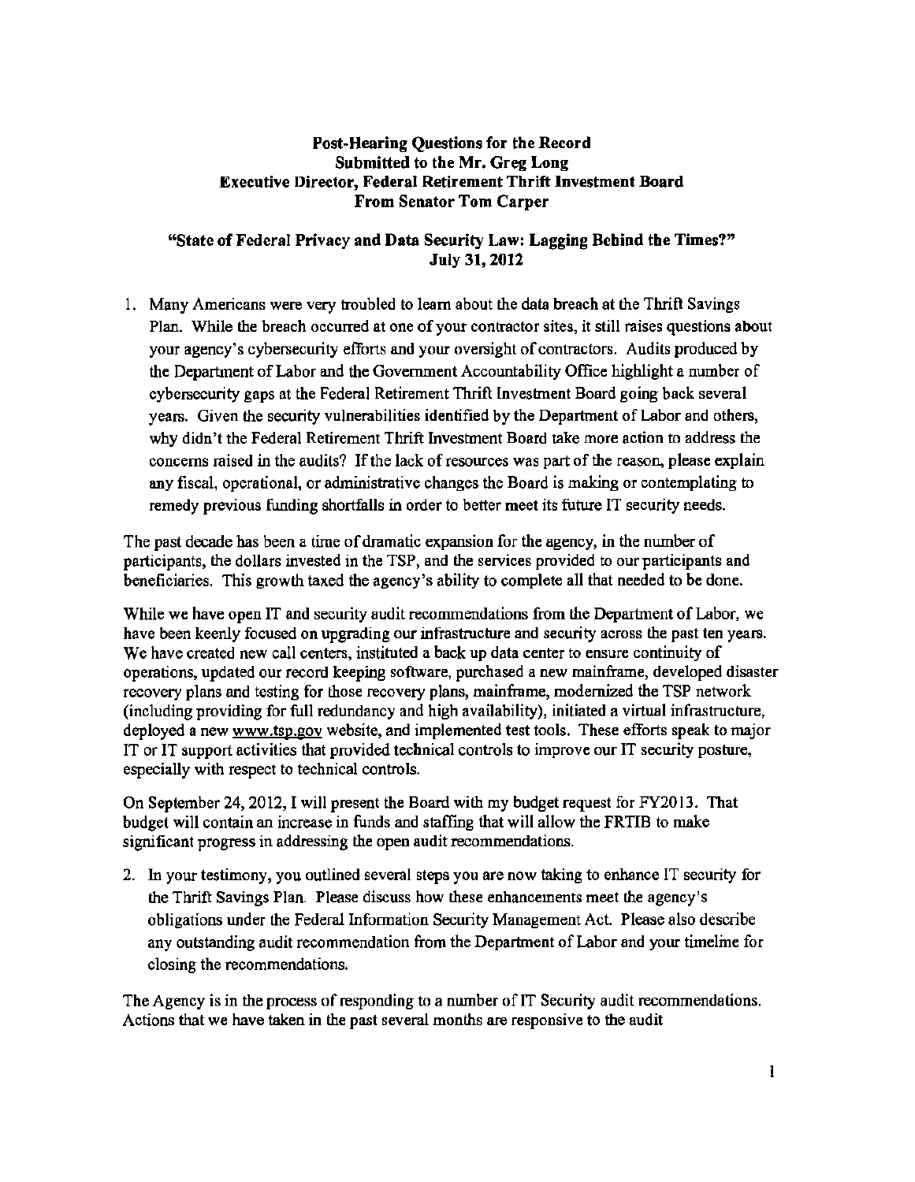**Post-Hearing Questions for the Record**
**Submitted to the Mr. Greg Long**
**Executive Director, Federal Retirement Thrift Investment Board**
**From Senator Tom Carper**

**"State of Federal Privacy and Data Security Law: Lagging Behind the Times?"**
**July 31, 2012**

1. Many Americans were very troubled to learn about the data breach at the Thrift Savings Plan. While the breach occurred at one of your contractor sites, it still raises questions about your agency's cybersecurity efforts and your oversight of contractors. Audits produced by the Department of Labor and the Government Accountability Office highlight a number of cybersecurity gaps at the Federal Retirement Thrift Investment Board going back several years. Given the security vulnerabilities identified by the Department of Labor and others, why didn't the Federal Retirement Thrift Investment Board take more action to address the concerns raised in the audits? If the lack of resources was part of the reason, please explain any fiscal, operational, or administrative changes the Board is making or contemplating to remedy previous funding shortfalls in order to better meet its future IT security needs.

The past decade has been a time of dramatic expansion for the agency, in the number of participants, the dollars invested in the TSP, and the services provided to our participants and beneficiaries. This growth taxed the agency's ability to complete all that needed to be done.

While we have open IT and security audit recommendations from the Department of Labor, we have been keenly focused on upgrading our infrastructure and security across the past ten years. We have created new call centers, instituted a back up data center to ensure continuity of operations, updated our record keeping software, purchased a new mainframe, developed disaster recovery plans and testing for those recovery plans, mainframe, modernized the TSP network (including providing for full redundancy and high availability), initiated a virtual infrastructure, deployed a new www.tsp.gov website, and implemented test tools. These efforts speak to major IT or IT support activities that provided technical controls to improve our IT security posture, especially with respect to technical controls.

On September 24, 2012, I will present the Board with my budget request for FY2013. That budget will contain an increase in funds and staffing that will allow the FRTIB to make significant progress in addressing the open audit recommendations.

2. In your testimony, you outlined several steps you are now taking to enhance IT security for the Thrift Savings Plan. Please discuss how these enhancements meet the agency's obligations under the Federal Information Security Management Act. Please also describe any outstanding audit recommendation from the Department of Labor and your timeline for closing the recommendations.

The Agency is in the process of responding to a number of IT Security audit recommendations. Actions that we have taken in the past several months are responsive to the audit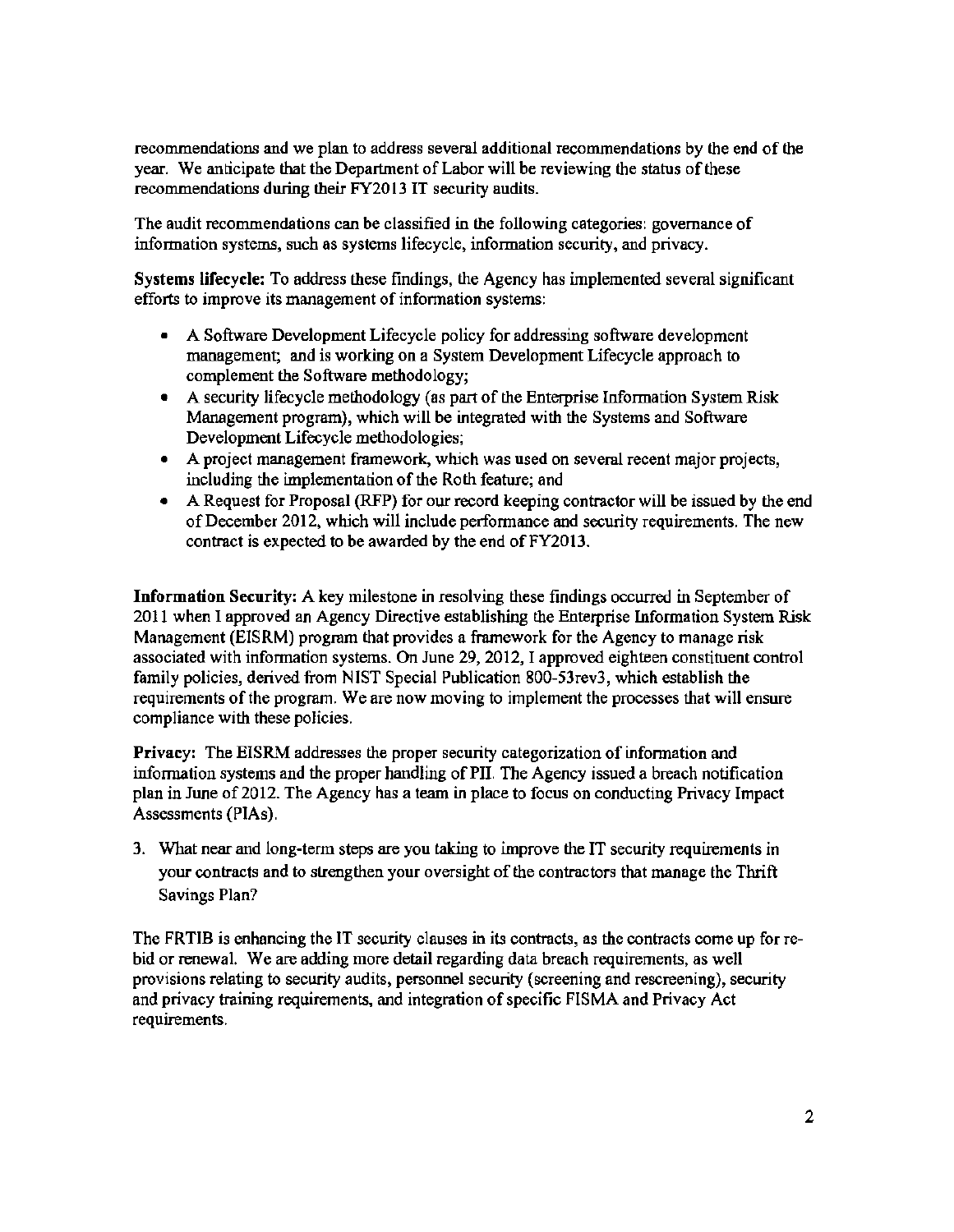recommendations and we plan to address several additional recommendations by the end of the year. We anticipate that the Department of Labor will be reviewing the status of these recommendations during their FY2013 IT security audits.

The audit recommendations can be classified in the following categories: governance of information systems, such as systems lifecycle, information security, and privacy.

**Systems lifecycle:** To address these findings, the Agency has implemented several significant efforts to improve its management of information systems:

- A Software Development Lifecycle policy for addressing software development management; and is working on a System Development Lifecycle approach to complement the Software methodology;
- A security lifecycle methodology (as part of the Enterprise Information System Risk Management program), which will be integrated with the Systems and Software Development Lifecycle methodologies;
- A project management framework, which was used on several recent major projects, including the implementation of the Roth feature; and
- A Request for Proposal (RFP) for our record keeping contractor will be issued by the end of December 2012, which will include performance and security requirements. The new contract is expected to be awarded by the end of FY2013.

**Information Security:** A key milestone in resolving these findings occurred in September of 2011 when I approved an Agency Directive establishing the Enterprise Information System Risk Management (EISRM) program that provides a framework for the Agency to manage risk associated with information systems. On June 29, 2012, I approved eighteen constituent control family policies, derived from NIST Special Publication 800-53rev3, which establish the requirements of the program. We are now moving to implement the processes that will ensure compliance with these policies.

**Privacy:** The EISRM addresses the proper security categorization of information and information systems and the proper handling of PII. The Agency issued a breach notification plan in June of 2012. The Agency has a team in place to focus on conducting Privacy Impact Assessments (PIAs).

3. What near and long-term steps are you taking to improve the IT security requirements in your contracts and to strengthen your oversight of the contractors that manage the Thrift Savings Plan?

The FRTIB is enhancing the IT security clauses in its contracts, as the contracts come up for re-bid or renewal. We are adding more detail regarding data breach requirements, as well provisions relating to security audits, personnel security (screening and rescreening), security and privacy training requirements, and integration of specific FISMA and Privacy Act requirements.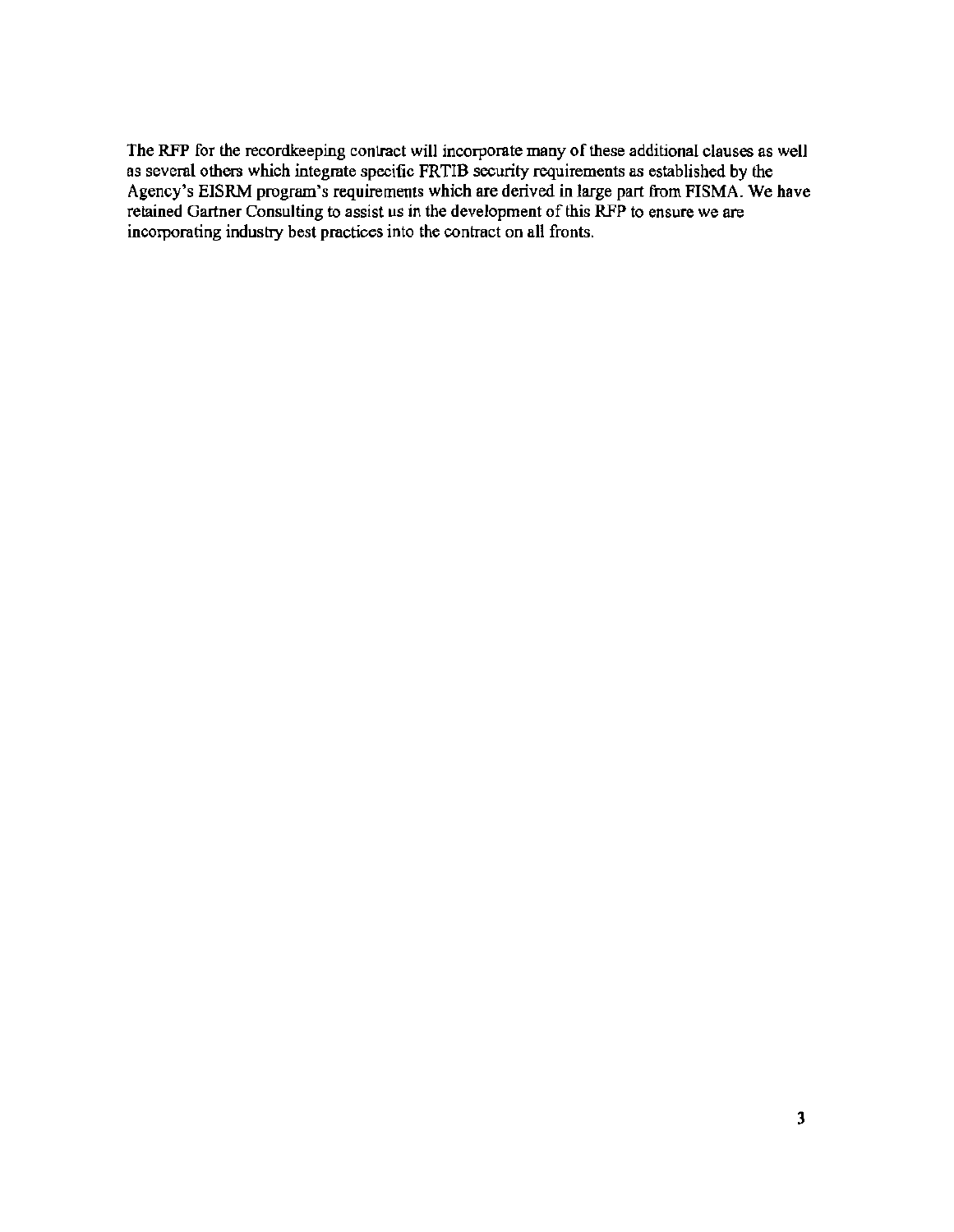The RFP for the recordkeeping contract will incorporate many of these additional clauses as well as several others which integrate specific FRTIB security requirements as established by the Agency's EISRM program's requirements which are derived in large part from FISMA. We have retained Gartner Consulting to assist us in the development of this RFP to ensure we are incorporating industry best practices into the contract on all fronts.